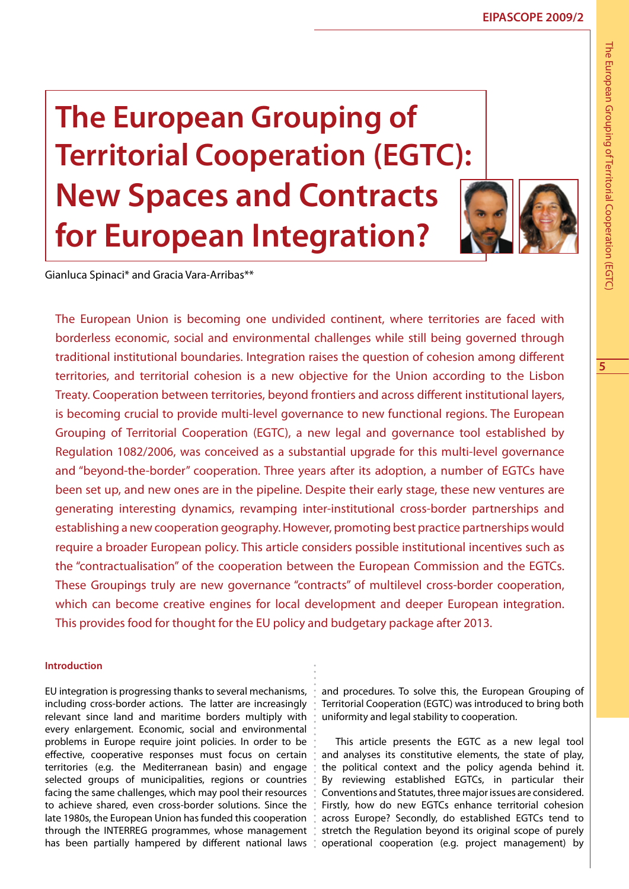# The European Grouping of Territorial Cooperation (EGTC): New Spaces and Contracts for European Integration?

Gianluca Spinaci* and Gracia Vara-Arribas**

The European Union is becoming one undivided continent, where territories are faced with borderless economic, social and environmental challenges while still being governed through traditional institutional boundaries. Integration raises the question of cohesion among different territories, and territorial cohesion is a new objective for the Union according to the Lisbon Treaty. Cooperation between territories, beyond frontiers and across different institutional layers, is becoming crucial to provide multi-level governance to new functional regions. The European Grouping of Territorial Cooperation (EGTC), a new legal and governance tool established by Regulation 1082/2006, was conceived as a substantial upgrade for this multi-level governance and "beyond-the-border" cooperation. Three years after its adoption, a number of EGTCs have been set up, and new ones are in the pipeline. Despite their early stage, these new ventures are generating interesting dynamics, revamping inter-institutional cross-border partnerships and establishing a new cooperation geography. However, promoting best practice partnerships would require a broader European policy. This article considers possible institutional incentives such as the "contractualisation" of the cooperation between the European Commission and the EGTCs. These Groupings truly are new governance "contracts" of multilevel cross-border cooperation, which can become creative engines for local development and deeper European integration. This provides food for thought for the EU policy and budgetary package after 2013.

## Introduction

EU integration is progressing thanks to several mechanisms, including cross-border actions. The latter are increasingly relevant since land and maritime borders multiply with every enlargement. Economic, social and environmental problems in Europe require joint policies. In order to be effective, cooperative responses must focus on certain territories (e.g. the Mediterranean basin) and engage selected groups of municipalities, regions or countries facing the same challenges, which may pool their resources to achieve shared, even cross-border solutions. Since the late 1980s, the European Union has funded this cooperation through the INTERREG programmes, whose management has been partially hampered by different national laws and procedures. To solve this, the European Grouping of Territorial Cooperation (EGTC) was introduced to bring both uniformity and legal stability to cooperation.

This article presents the EGTC as a new legal tool and analyses its constitutive elements, the state of play, the political context and the policy agenda behind it. By reviewing established EGTCs, in particular their Conventions and Statutes, three major issues are considered. Firstly, how do new EGTCs enhance territorial cohesion across Europe? Secondly, do established EGTCs tend to stretch the Regulation beyond its original scope of purely operational cooperation (e.g. project management) by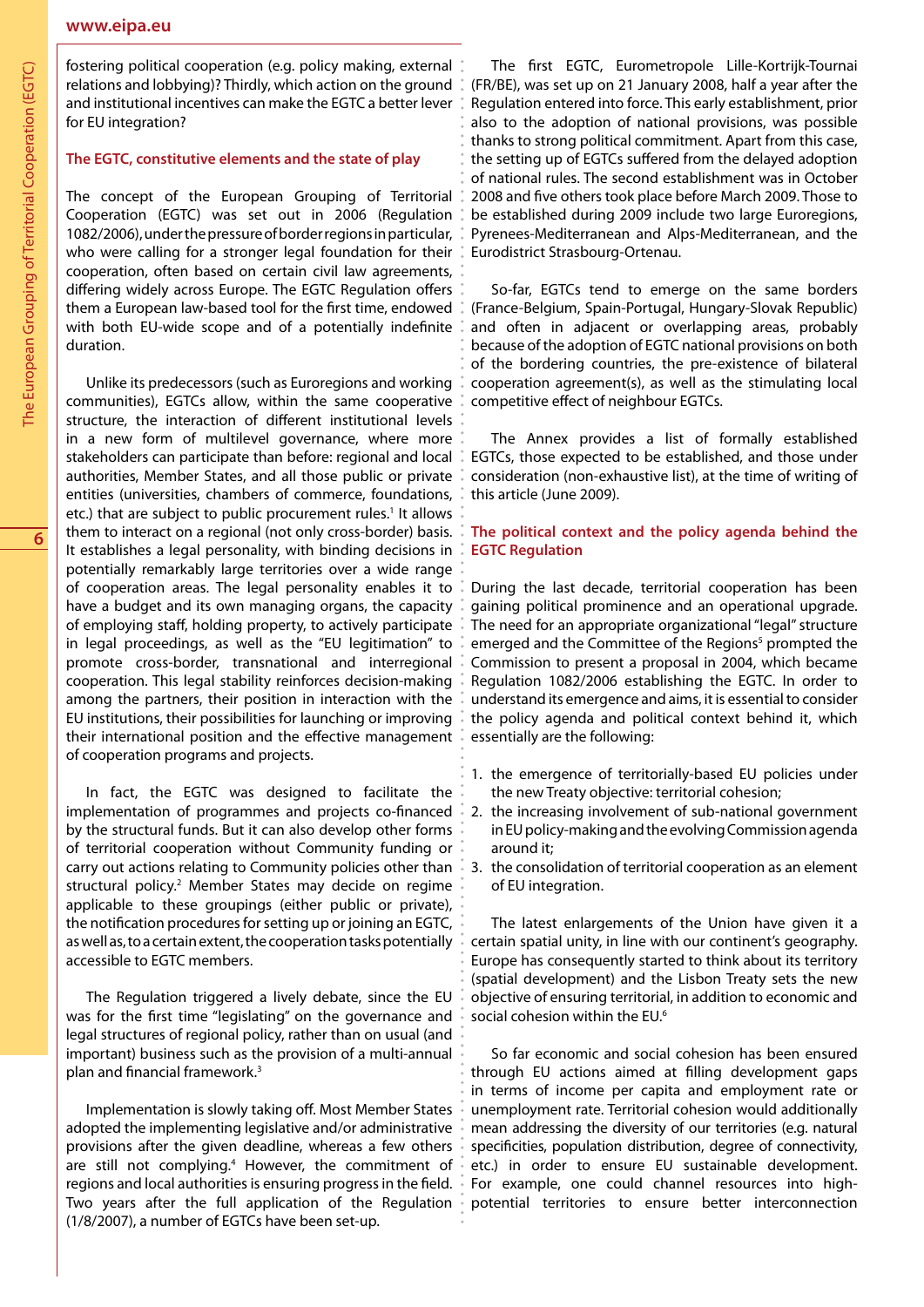fostering political cooperation (e.g. policy making, external relations and lobbying)? Thirdly, which action on the ground and institutional incentives can make the EGTC a better lever for EU integration?

## The EGTC, constitutive elements and the state of play

The concept of the European Grouping of Territorial Cooperation (EGTC) was set out in 2006 (Regulation 1082/2006), under the pressure of border regions in particular, who were calling for a stronger legal foundation for their cooperation, often based on certain civil law agreements, differing widely across Europe. The EGTC Regulation offers them a European law-based tool for the first time, endowed with both EU-wide scope and of a potentially indefinite duration.

Unlike its predecessors (such as Euroregions and working communities), EGTCs allow, within the same cooperative structure, the interaction of different institutional levels in a new form of multilevel governance, where more stakeholders can participate than before: regional and local authorities, Member States, and all those public or private entities (universities, chambers of commerce, foundations, etc.) that are subject to public procurement rules.[1] It allows them to interact on a regional (not only cross-border) basis. It establishes a legal personality, with binding decisions in potentially remarkably large territories over a wide range of cooperation areas. The legal personality enables it to have a budget and its own managing organs, the capacity of employing staff, holding property, to actively participate in legal proceedings, as well as the "EU legitimation" to promote cross-border, transnational and interregional cooperation. This legal stability reinforces decision-making among the partners, their position in interaction with the EU institutions, their possibilities for launching or improving their international position and the effective management of cooperation programs and projects.

In fact, the EGTC was designed to facilitate the implementation of programmes and projects co-financed by the structural funds. But it can also develop other forms of territorial cooperation without Community funding or carry out actions relating to Community policies other than structural policy.[2] Member States may decide on regime applicable to these groupings (either public or private), the notification procedures for setting up or joining an EGTC, as well as, to a certain extent, the cooperation tasks potentially accessible to EGTC members.

The Regulation triggered a lively debate, since the EU was for the first time "legislating" on the governance and legal structures of regional policy, rather than on usual (and important) business such as the provision of a multi-annual plan and financial framework.[3]

Implementation is slowly taking off. Most Member States adopted the implementing legislative and/or administrative provisions after the given deadline, whereas a few others are still not complying.[4] However, the commitment of regions and local authorities is ensuring progress in the field. Two years after the full application of the Regulation (1/8/2007), a number of EGTCs have been set-up.

The first EGTC, Eurometropole Lille-Kortrijk-Tournai (FR/BE), was set up on 21 January 2008, half a year after the Regulation entered into force. This early establishment, prior also to the adoption of national provisions, was possible thanks to strong political commitment. Apart from this case, the setting up of EGTCs suffered from the delayed adoption of national rules. The second establishment was in October 2008 and five others took place before March 2009. Those to be established during 2009 include two large Euroregions, Pyrenees-Mediterranean and Alps-Mediterranean, and the Eurodistrict Strasbourg-Ortenau.

So-far, EGTCs tend to emerge on the same borders (France-Belgium, Spain-Portugal, Hungary-Slovak Republic) and often in adjacent or overlapping areas, probably because of the adoption of EGTC national provisions on both of the bordering countries, the pre-existence of bilateral cooperation agreement(s), as well as the stimulating local competitive effect of neighbour EGTCs.

The Annex provides a list of formally established EGTCs, those expected to be established, and those under consideration (non-exhaustive list), at the time of writing of this article (June 2009).

## The political context and the policy agenda behind the EGTC Regulation

During the last decade, territorial cooperation has been gaining political prominence and an operational upgrade. The need for an appropriate organizational "legal" structure emerged and the Committee of the Regions[5] prompted the Commission to present a proposal in 2004, which became Regulation 1082/2006 establishing the EGTC. In order to understand its emergence and aims, it is essential to consider the policy agenda and political context behind it, which essentially are the following:

1. the emergence of territorially-based EU policies under the new Treaty objective: territorial cohesion;
2. the increasing involvement of sub-national government in EU policy-making and the evolving Commission agenda around it;
3. the consolidation of territorial cooperation as an element of EU integration.

The latest enlargements of the Union have given it a certain spatial unity, in line with our continent's geography. Europe has consequently started to think about its territory (spatial development) and the Lisbon Treaty sets the new objective of ensuring territorial, in addition to economic and social cohesion within the EU.[6]

So far economic and social cohesion has been ensured through EU actions aimed at filling development gaps in terms of income per capita and employment rate or unemployment rate. Territorial cohesion would additionally mean addressing the diversity of our territories (e.g. natural specificities, population distribution, degree of connectivity, etc.) in order to ensure EU sustainable development. For example, one could channel resources into high-potential territories to ensure better interconnection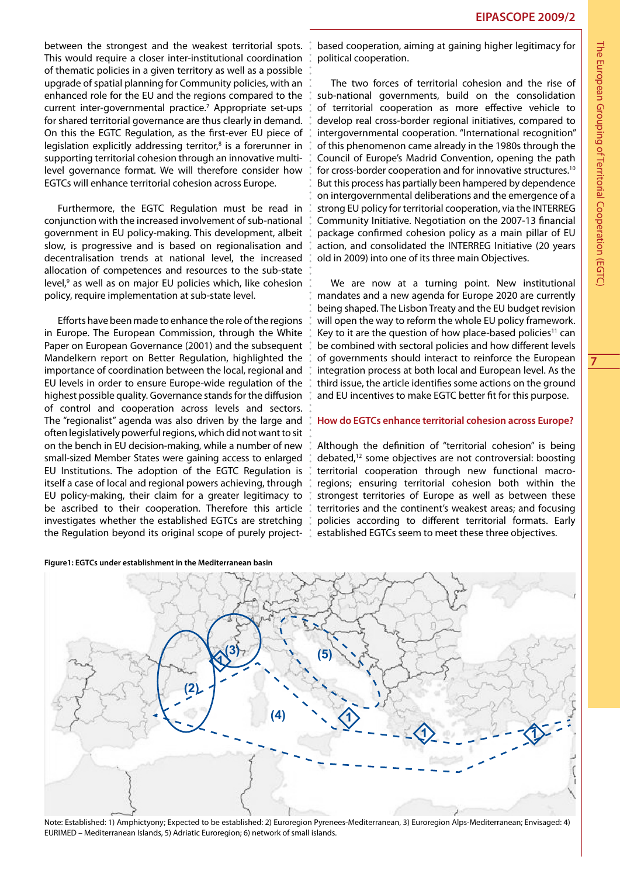between the strongest and the weakest territorial spots. This would require a closer inter-institutional coordination of thematic policies in a given territory as well as a possible upgrade of spatial planning for Community policies, with an enhanced role for the EU and the regions compared to the current inter-governmental practice.[7] Appropriate set-ups for shared territorial governance are thus clearly in demand. On this the EGTC Regulation, as the first-ever EU piece of legislation explicitly addressing territor,[8] is a forerunner in supporting territorial cohesion through an innovative multi-level governance format. We will therefore consider how EGTCs will enhance territorial cohesion across Europe.

Furthermore, the EGTC Regulation must be read in conjunction with the increased involvement of sub-national government in EU policy-making. This development, albeit slow, is progressive and is based on regionalisation and decentralisation trends at national level, the increased allocation of competences and resources to the sub-state level,[9] as well as on major EU policies which, like cohesion policy, require implementation at sub-state level.

Efforts have been made to enhance the role of the regions in Europe. The European Commission, through the White Paper on European Governance (2001) and the subsequent Mandelkern report on Better Regulation, highlighted the importance of coordination between the local, regional and EU levels in order to ensure Europe-wide regulation of the highest possible quality. Governance stands for the diffusion of control and cooperation across levels and sectors. The "regionalist" agenda was also driven by the large and often legislatively powerful regions, which did not want to sit on the bench in EU decision-making, while a number of new small-sized Member States were gaining access to enlarged EU Institutions. The adoption of the EGTC Regulation is itself a case of local and regional powers achieving, through EU policy-making, their claim for a greater legitimacy to be ascribed to their cooperation. Therefore this article investigates whether the established EGTCs are stretching the Regulation beyond its original scope of purely project-based cooperation, aiming at gaining higher legitimacy for political cooperation.

The two forces of territorial cohesion and the rise of sub-national governments, build on the consolidation of territorial cooperation as more effective vehicle to develop real cross-border regional initiatives, compared to intergovernmental cooperation. "International recognition" of this phenomenon came already in the 1980s through the Council of Europe's Madrid Convention, opening the path for cross-border cooperation and for innovative structures.[10] But this process has partially been hampered by dependence on intergovernmental deliberations and the emergence of a strong EU policy for territorial cooperation, via the INTERREG Community Initiative. Negotiation on the 2007-13 financial package confirmed cohesion policy as a main pillar of EU action, and consolidated the INTERREG Initiative (20 years old in 2009) into one of its three main Objectives.

We are now at a turning point. New institutional mandates and a new agenda for Europe 2020 are currently being shaped. The Lisbon Treaty and the EU budget revision will open the way to reform the whole EU policy framework. Key to it are the question of how place-based policies[11] can be combined with sectoral policies and how different levels of governments should interact to reinforce the European integration process at both local and European level. As the third issue, the article identifies some actions on the ground and EU incentives to make EGTC better fit for this purpose.

## How do EGTCs enhance territorial cohesion across Europe?

Although the definition of "territorial cohesion" is being debated,[12] some objectives are not controversial: boosting territorial cooperation through new functional macro-regions; ensuring territorial cohesion both within the strongest territories of Europe as well as between these territories and the continent's weakest areas; and focusing policies according to different territorial formats. Early established EGTCs seem to meet these three objectives.

**Figure1: EGTCs under establishment in the Mediterranean basin**

Note: Established: 1) Amphictyony; Expected to be established: 2) Euroregion Pyrenees-Mediterranean, 3) Euroregion Alps-Mediterranean; Envisaged: 4) EURIMED – Mediterranean Islands, 5) Adriatic Euroregion; 6) network of small islands.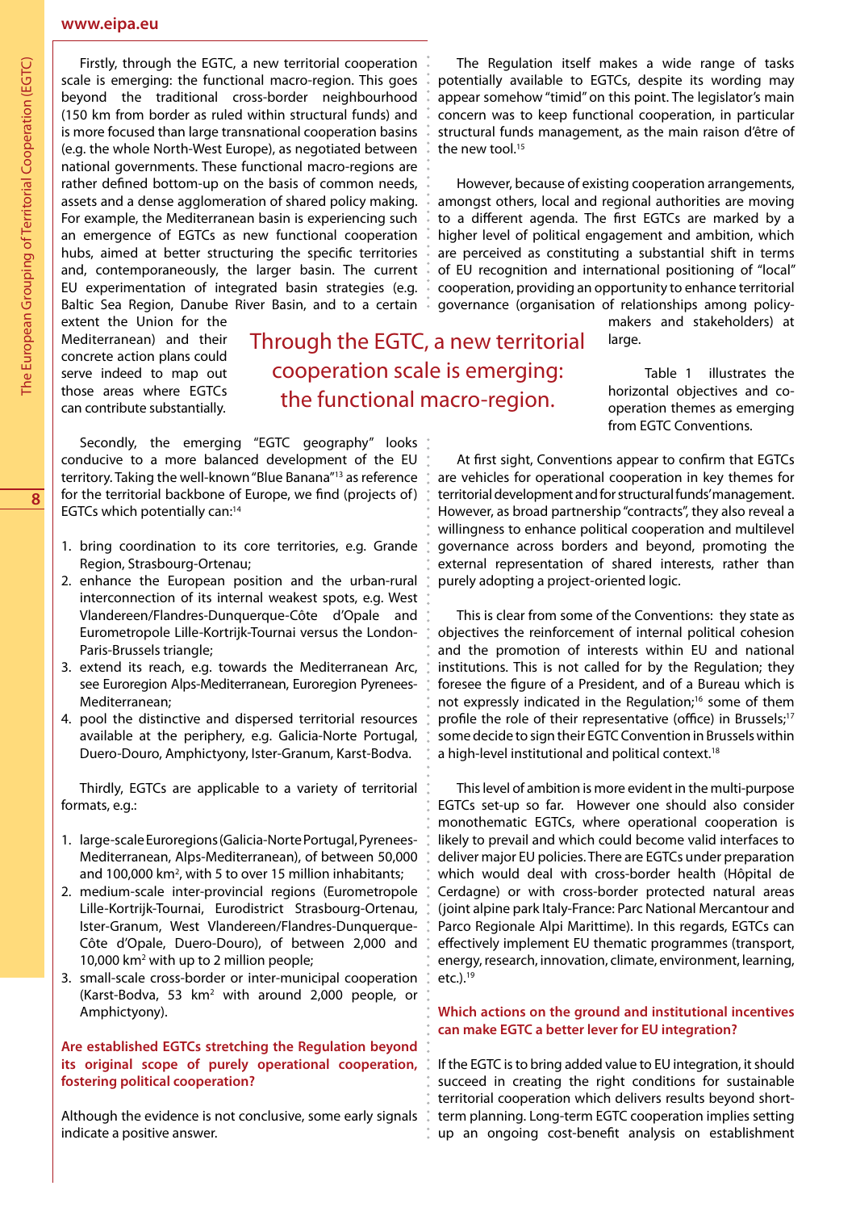Firstly, through the EGTC, a new territorial cooperation scale is emerging: the functional macro-region. This goes beyond the traditional cross-border neighbourhood (150 km from border as ruled within structural funds) and is more focused than large transnational cooperation basins (e.g. the whole North-West Europe), as negotiated between national governments. These functional macro-regions are rather defined bottom-up on the basis of common needs, assets and a dense agglomeration of shared policy making. For example, the Mediterranean basin is experiencing such an emergence of EGTCs as new functional cooperation hubs, aimed at better structuring the specific territories and, contemporaneously, the larger basin. The current EU experimentation of integrated basin strategies (e.g. Baltic Sea Region, Danube River Basin, and to a certain extent the Union for the Mediterranean) and their concrete action plans could serve indeed to map out those areas where EGTCs can contribute substantially.

> Through the EGTC, a new territorial cooperation scale is emerging: the functional macro-region.

Secondly, the emerging "EGTC geography" looks conducive to a more balanced development of the EU territory. Taking the well-known "Blue Banana"[13] as reference for the territorial backbone of Europe, we find (projects of) EGTCs which potentially can:[14]

1. bring coordination to its core territories, e.g. Grande Region, Strasbourg-Ortenau;
2. enhance the European position and the urban-rural interconnection of its internal weakest spots, e.g. West Vlandereen/Flandres-Dunquerque-Côte d'Opale and Eurometropole Lille-Kortrijk-Tournai versus the London-Paris-Brussels triangle;
3. extend its reach, e.g. towards the Mediterranean Arc, see Euroregion Alps-Mediterranean, Euroregion Pyrenees-Mediterranean;
4. pool the distinctive and dispersed territorial resources available at the periphery, e.g. Galicia-Norte Portugal, Duero-Douro, Amphictyony, Ister-Granum, Karst-Bodva.

Thirdly, EGTCs are applicable to a variety of territorial formats, e.g.:

1. large-scale Euroregions (Galicia-Norte Portugal, Pyrenees-Mediterranean, Alps-Mediterranean), of between 50,000 and 100,000 km², with 5 to over 15 million inhabitants;
2. medium-scale inter-provincial regions (Eurometropole Lille-Kortrijk-Tournai, Eurodistrict Strasbourg-Ortenau, Ister-Granum, West Vlandereen/Flandres-Dunquerque-Côte d'Opale, Duero-Douro), of between 2,000 and 10,000 km² with up to 2 million people;
3. small-scale cross-border or inter-municipal cooperation (Karst-Bodva, 53 km² with around 2,000 people, or Amphictyony).

**Are established EGTCs stretching the Regulation beyond its original scope of purely operational cooperation, fostering political cooperation?**

Although the evidence is not conclusive, some early signals indicate a positive answer.

The Regulation itself makes a wide range of tasks potentially available to EGTCs, despite its wording may appear somehow "timid" on this point. The legislator's main concern was to keep functional cooperation, in particular structural funds management, as the main raison d'être of the new tool.[15]

However, because of existing cooperation arrangements, amongst others, local and regional authorities are moving to a different agenda. The first EGTCs are marked by a higher level of political engagement and ambition, which are perceived as constituting a substantial shift in terms of EU recognition and international positioning of "local" cooperation, providing an opportunity to enhance territorial governance (organisation of relationships among policy-makers and stakeholders) at large.

Table 1 illustrates the horizontal objectives and co-operation themes as emerging from EGTC Conventions.

At first sight, Conventions appear to confirm that EGTCs are vehicles for operational cooperation in key themes for territorial development and for structural funds' management. However, as broad partnership "contracts", they also reveal a willingness to enhance political cooperation and multilevel governance across borders and beyond, promoting the external representation of shared interests, rather than purely adopting a project-oriented logic.

This is clear from some of the Conventions: they state as objectives the reinforcement of internal political cohesion and the promotion of interests within EU and national institutions. This is not called for by the Regulation; they foresee the figure of a President, and of a Bureau which is not expressly indicated in the Regulation;[16] some of them profile the role of their representative (office) in Brussels;[17] some decide to sign their EGTC Convention in Brussels within a high-level institutional and political context.[18]

This level of ambition is more evident in the multi-purpose EGTCs set-up so far. However one should also consider monothematic EGTCs, where operational cooperation is likely to prevail and which could become valid interfaces to deliver major EU policies. There are EGTCs under preparation which would deal with cross-border health (Hôpital de Cerdagne) or with cross-border protected natural areas (joint alpine park Italy-France: Parc National Mercantour and Parco Regionale Alpi Marittime). In this regards, EGTCs can effectively implement EU thematic programmes (transport, energy, research, innovation, climate, environment, learning, etc.).[19]

**Which actions on the ground and institutional incentives can make EGTC a better lever for EU integration?**

If the EGTC is to bring added value to EU integration, it should succeed in creating the right conditions for sustainable territorial cooperation which delivers results beyond short-term planning. Long-term EGTC cooperation implies setting up an ongoing cost-benefit analysis on establishment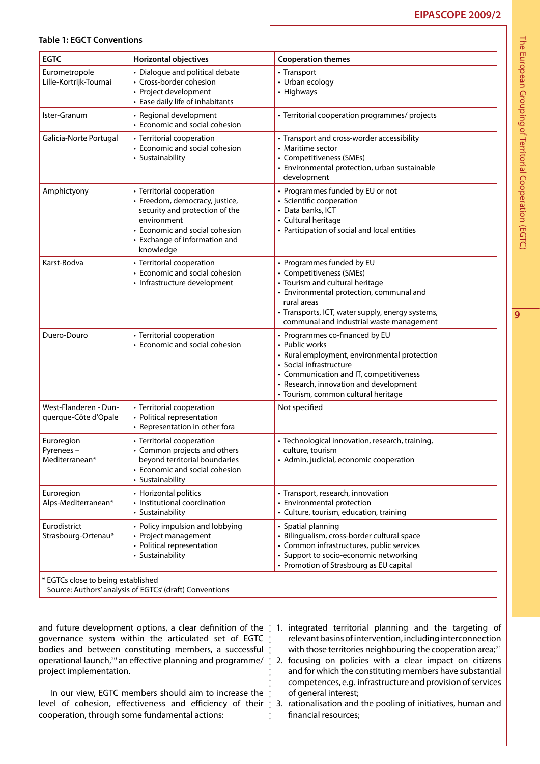**Table 1: EGCT Conventions**

| EGTC | Horizontal objectives | Cooperation themes |
|---|---|---|
| Eurometropole Lille-Kortrijk-Tournai | • Dialogue and political debate<br>• Cross-border cohesion<br>• Project development<br>• Ease daily life of inhabitants | • Transport<br>• Urban ecology<br>• Highways |
| Ister-Granum | • Regional development<br>• Economic and social cohesion | • Territorial cooperation programmes/ projects |
| Galicia-Norte Portugal | • Territorial cooperation<br>• Economic and social cohesion<br>• Sustainability | • Transport and cross-worder accessibility<br>• Maritime sector<br>• Competitiveness (SMEs)<br>• Environmental protection, urban sustainable development |
| Amphictyony | • Territorial cooperation<br>• Freedom, democracy, justice, security and protection of the environment<br>• Economic and social cohesion<br>• Exchange of information and knowledge | • Programmes funded by EU or not<br>• Scientific cooperation<br>• Data banks, ICT<br>• Cultural heritage<br>• Participation of social and local entities |
| Karst-Bodva | • Territorial cooperation<br>• Economic and social cohesion<br>• Infrastructure development | • Programmes funded by EU<br>• Competitiveness (SMEs)<br>• Tourism and cultural heritage<br>• Environmental protection, communal and rural areas<br>• Transports, ICT, water supply, energy systems, communal and industrial waste management |
| Duero-Douro | • Territorial cooperation<br>• Economic and social cohesion | • Programmes co-financed by EU<br>• Public works<br>• Rural employment, environmental protection<br>• Social infrastructure<br>• Communication and IT, competitiveness<br>• Research, innovation and development<br>• Tourism, common cultural heritage |
| West-Flanderen - Dunquerque-Côte d'Opale | • Territorial cooperation<br>• Political representation<br>• Representation in other fora | Not specified |
| Euroregion Pyrenees – Mediterranean* | • Territorial cooperation<br>• Common projects and others beyond territorial boundaries<br>• Economic and social cohesion<br>• Sustainability | • Technological innovation, research, training, culture, tourism<br>• Admin, judicial, economic cooperation |
| Euroregion Alps-Mediterranean* | • Horizontal politics<br>• Institutional coordination<br>• Sustainability | • Transport, research, innovation<br>• Environmental protection<br>• Culture, tourism, education, training |
| Eurodistrict Strasbourg-Ortenau* | • Policy impulsion and lobbying<br>• Project management<br>• Political representation<br>• Sustainability | • Spatial planning<br>• Bilingualism, cross-border cultural space<br>• Common infrastructures, public services<br>• Support to socio-economic networking<br>• Promotion of Strasbourg as EU capital |

\* EGTCs close to being established
Source: Authors' analysis of EGTCs' (draft) Conventions

and future development options, a clear definition of the governance system within the articulated set of EGTC bodies and between constituting members, a successful operational launch,[20] an effective planning and programme/ project implementation.

In our view, EGTC members should aim to increase the level of cohesion, effectiveness and efficiency of their cooperation, through some fundamental actions:

1. integrated territorial planning and the targeting of relevant basins of intervention, including interconnection with those territories neighbouring the cooperation area;[21]
2. focusing on policies with a clear impact on citizens and for which the constituting members have substantial competences, e.g. infrastructure and provision of services of general interest;
3. rationalisation and the pooling of initiatives, human and financial resources;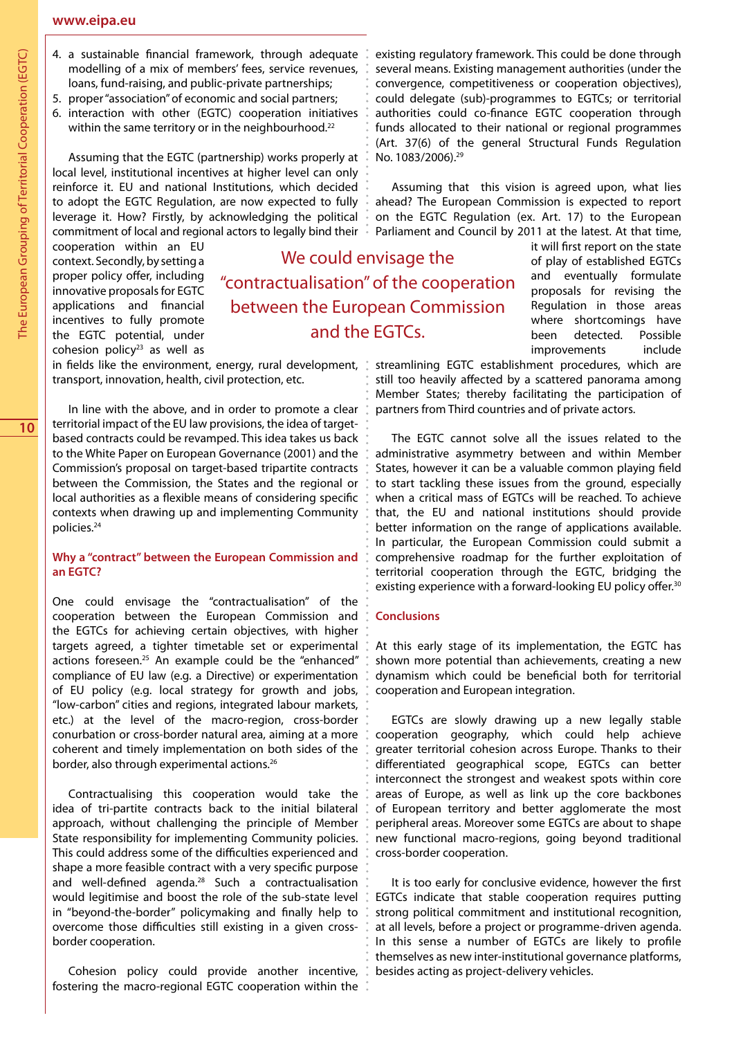4. a sustainable financial framework, through adequate modelling of a mix of members' fees, service revenues, loans, fund-raising, and public-private partnerships;
5. proper "association" of economic and social partners;
6. interaction with other (EGTC) cooperation initiatives within the same territory or in the neighbourhood.[22]

Assuming that the EGTC (partnership) works properly at local level, institutional incentives at higher level can only reinforce it. EU and national Institutions, which decided to adopt the EGTC Regulation, are now expected to fully leverage it. How? Firstly, by acknowledging the political commitment of local and regional actors to legally bind their cooperation within an EU context. Secondly, by setting a proper policy offer, including innovative proposals for EGTC applications and financial incentives to fully promote the EGTC potential, under cohesion policy[23] as well as in fields like the environment, energy, rural development, transport, innovation, health, civil protection, etc.

In line with the above, and in order to promote a clear territorial impact of the EU law provisions, the idea of target-based contracts could be revamped. This idea takes us back to the White Paper on European Governance (2001) and the Commission's proposal on target-based tripartite contracts between the Commission, the States and the regional or local authorities as a flexible means of considering specific contexts when drawing up and implementing Community policies.[24]

### Why a "contract" between the European Commission and an EGTC?

One could envisage the "contractualisation" of the cooperation between the European Commission and the EGTCs for achieving certain objectives, with higher targets agreed, a tighter timetable set or experimental actions foreseen.[25] An example could be the "enhanced" compliance of EU law (e.g. a Directive) or experimentation of EU policy (e.g. local strategy for growth and jobs, "low-carbon" cities and regions, integrated labour markets, etc.) at the level of the macro-region, cross-border conurbation or cross-border natural area, aiming at a more coherent and timely implementation on both sides of the border, also through experimental actions.[26]

Contractualising this cooperation would take the idea of tri-partite contracts back to the initial bilateral approach, without challenging the principle of Member State responsibility for implementing Community policies. This could address some of the difficulties experienced and shape a more feasible contract with a very specific purpose and well-defined agenda.[28] Such a contractualisation would legitimise and boost the role of the sub-state level in "beyond-the-border" policymaking and finally help to overcome those difficulties still existing in a given cross-border cooperation.

Cohesion policy could provide another incentive, fostering the macro-regional EGTC cooperation within the existing regulatory framework. This could be done through several means. Existing management authorities (under the convergence, competitiveness or cooperation objectives), could delegate (sub)-programmes to EGTCs; or territorial authorities could co-finance EGTC cooperation through funds allocated to their national or regional programmes (Art. 37(6) of the general Structural Funds Regulation No. 1083/2006).[29]

Assuming that this vision is agreed upon, what lies ahead? The European Commission is expected to report on the EGTC Regulation (ex. Art. 17) to the European Parliament and Council by 2011 at the latest. At that time, it will first report on the state of play of established EGTCs and eventually formulate proposals for revising the Regulation in those areas where shortcomings have been detected. Possible improvements include streamlining EGTC establishment procedures, which are still too heavily affected by a scattered panorama among Member States; thereby facilitating the participation of partners from Third countries and of private actors.

> We could envisage the "contractualisation" of the cooperation between the European Commission and the EGTCs.

The EGTC cannot solve all the issues related to the administrative asymmetry between and within Member States, however it can be a valuable common playing field to start tackling these issues from the ground, especially when a critical mass of EGTCs will be reached. To achieve that, the EU and national institutions should provide better information on the range of applications available. In particular, the European Commission could submit a comprehensive roadmap for the further exploitation of territorial cooperation through the EGTC, bridging the existing experience with a forward-looking EU policy offer.[30]

### Conclusions

At this early stage of its implementation, the EGTC has shown more potential than achievements, creating a new dynamism which could be beneficial both for territorial cooperation and European integration.

EGTCs are slowly drawing up a new legally stable cooperation geography, which could help achieve greater territorial cohesion across Europe. Thanks to their differentiated geographical scope, EGTCs can better interconnect the strongest and weakest spots within core areas of Europe, as well as link up the core backbones of European territory and better agglomerate the most peripheral areas. Moreover some EGTCs are about to shape new functional macro-regions, going beyond traditional cross-border cooperation.

It is too early for conclusive evidence, however the first EGTCs indicate that stable cooperation requires putting strong political commitment and institutional recognition, at all levels, before a project or programme-driven agenda. In this sense a number of EGTCs are likely to profile themselves as new inter-institutional governance platforms, besides acting as project-delivery vehicles.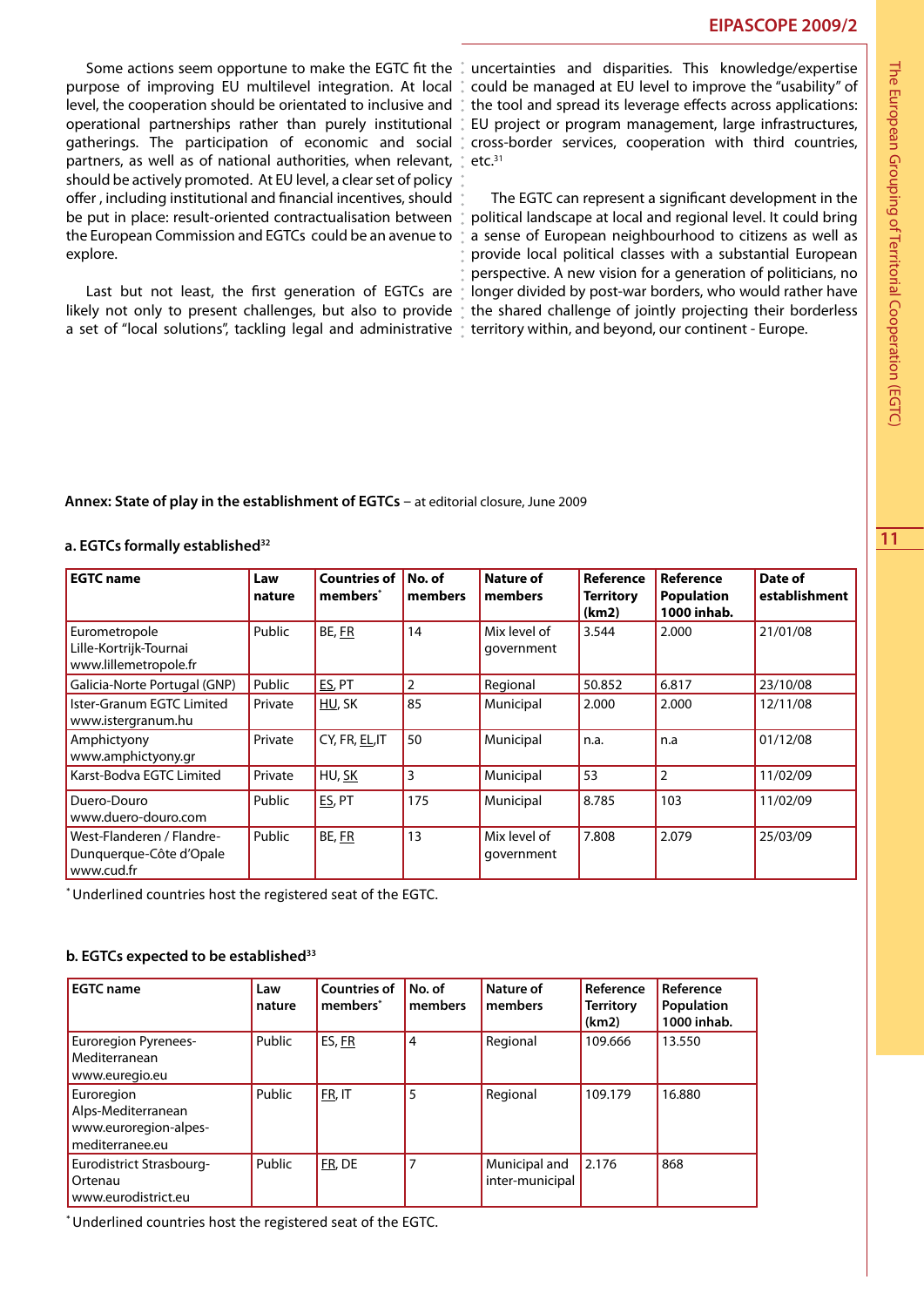Some actions seem opportune to make the EGTC fit the purpose of improving EU multilevel integration. At local level, the cooperation should be orientated to inclusive and operational partnerships rather than purely institutional gatherings. The participation of economic and social partners, as well as of national authorities, when relevant, should be actively promoted. At EU level, a clear set of policy offer , including institutional and financial incentives, should be put in place: result-oriented contractualisation between the European Commission and EGTCs could be an avenue to explore.

Last but not least, the first generation of EGTCs are likely not only to present challenges, but also to provide a set of "local solutions", tackling legal and administrative uncertainties and disparities. This knowledge/expertise could be managed at EU level to improve the "usability" of the tool and spread its leverage effects across applications: EU project or program management, large infrastructures, cross-border services, cooperation with third countries, etc.[31]

The EGTC can represent a significant development in the political landscape at local and regional level. It could bring a sense of European neighbourhood to citizens as well as provide local political classes with a substantial European perspective. A new vision for a generation of politicians, no longer divided by post-war borders, who would rather have the shared challenge of jointly projecting their borderless territory within, and beyond, our continent - Europe.

**Annex: State of play in the establishment of EGTCs** – at editorial closure, June 2009

**a. EGTCs formally established[32]**

| EGTC name | Law nature | Countries of members* | No. of members | Nature of members | Reference Territory (km2) | Reference Population 1000 inhab. | Date of establishment |
|---|---|---|---|---|---|---|---|
| Eurometropole Lille-Kortrijk-Tournai www.lillemetropole.fr | Public | BE, <u>FR</u> | 14 | Mix level of government | 3.544 | 2.000 | 21/01/08 |
| Galicia-Norte Portugal (GNP) | Public | <u>ES</u>, PT | 2 | Regional | 50.852 | 6.817 | 23/10/08 |
| Ister-Granum EGTC Limited www.istergranum.hu | Private | <u>HU</u>, SK | 85 | Municipal | 2.000 | 2.000 | 12/11/08 |
| Amphictyony www.amphictyony.gr | Private | CY, FR, <u>EL</u>,IT | 50 | Municipal | n.a. | n.a | 01/12/08 |
| Karst-Bodva EGTC Limited | Private | HU, <u>SK</u> | 3 | Municipal | 53 | 2 | 11/02/09 |
| Duero-Douro www.duero-douro.com | Public | <u>ES</u>, PT | 175 | Municipal | 8.785 | 103 | 11/02/09 |
| West-Flanderen / Flandre-Dunquerque-Côte d'Opale www.cud.fr | Public | BE, <u>FR</u> | 13 | Mix level of government | 7.808 | 2.079 | 25/03/09 |

* Underlined countries host the registered seat of the EGTC.

**b. EGTCs expected to be established[33]**

| EGTC name | Law nature | Countries of members* | No. of members | Nature of members | Reference Territory (km2) | Reference Population 1000 inhab. |
|---|---|---|---|---|---|---|
| Euroregion Pyrenees-Mediterranean www.euregio.eu | Public | ES, <u>FR</u> | 4 | Regional | 109.666 | 13.550 |
| Euroregion Alps-Mediterranean www.euroregion-alpes-mediterranee.eu | Public | <u>FR</u>, IT | 5 | Regional | 109.179 | 16.880 |
| Eurodistrict Strasbourg-Ortenau www.eurodistrict.eu | Public | <u>FR</u>, DE | 7 | Municipal and inter-municipal | 2.176 | 868 |

* Underlined countries host the registered seat of the EGTC.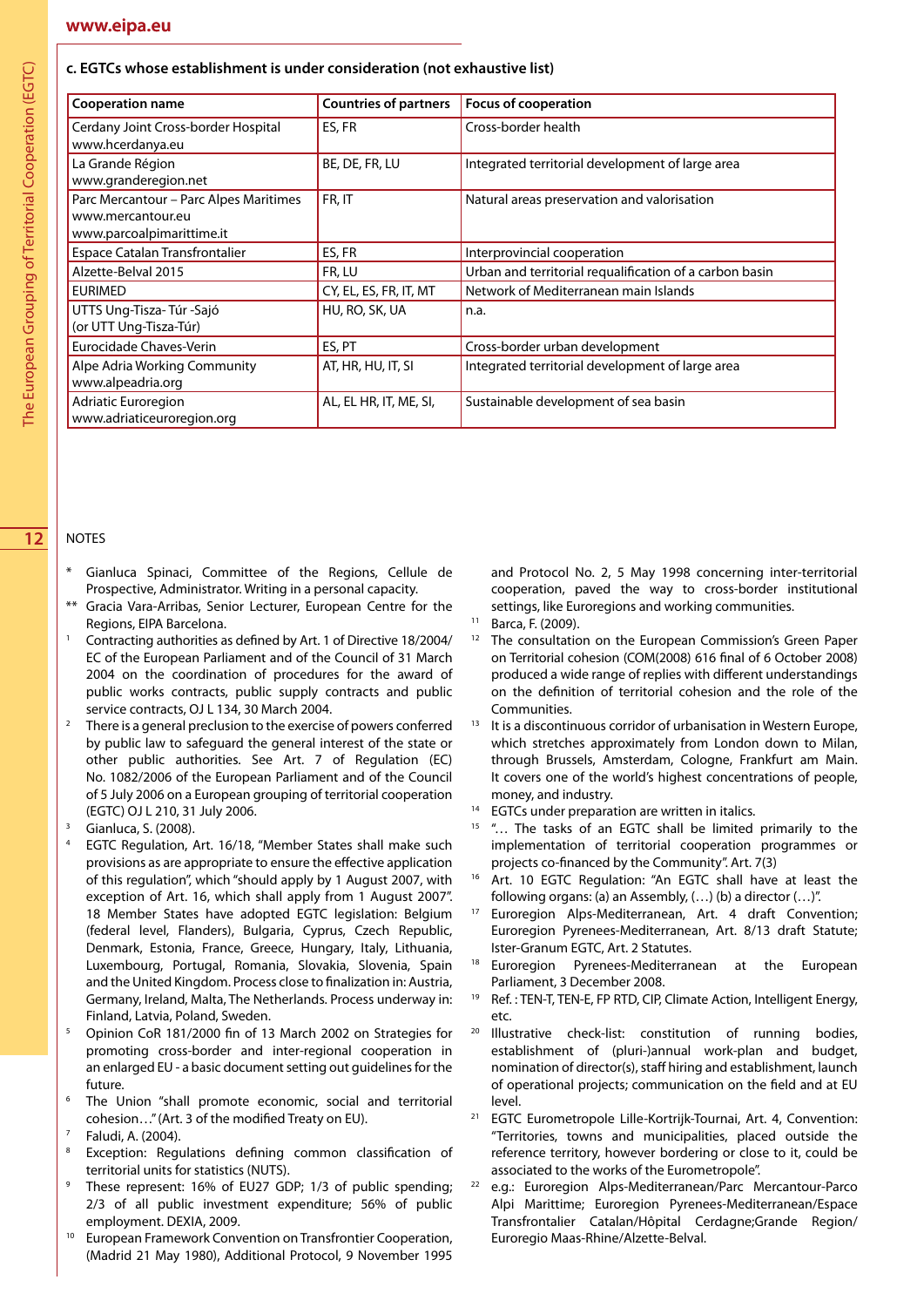### c. EGTCs whose establishment is under consideration (not exhaustive list)

| Cooperation name | Countries of partners | Focus of cooperation |
|---|---|---|
| Cerdany Joint Cross-border Hospital www.hcerdanya.eu | ES, FR | Cross-border health |
| La Grande Région www.granderegion.net | BE, DE, FR, LU | Integrated territorial development of large area |
| Parc Mercantour – Parc Alpes Maritimes www.mercantour.eu www.parcoalpimarittime.it | FR, IT | Natural areas preservation and valorisation |
| Espace Catalan Transfrontalier | ES, FR | Interprovincial cooperation |
| Alzette-Belval 2015 | FR, LU | Urban and territorial requalification of a carbon basin |
| EURIMED | CY, EL, ES, FR, IT, MT | Network of Mediterranean main Islands |
| UTTS Ung-Tisza- Túr -Sajó (or UTT Ung-Tisza-Túr) | HU, RO, SK, UA | n.a. |
| Eurocidade Chaves-Verin | ES, PT | Cross-border urban development |
| Alpe Adria Working Community www.alpeadria.org | AT, HR, HU, IT, SI | Integrated territorial development of large area |
| Adriatic Euroregion www.adriaticeuroregion.org | AL, EL HR, IT, ME, SI, | Sustainable development of sea basin |

NOTES

\* Gianluca Spinaci, Committee of the Regions, Cellule de Prospective, Administrator. Writing in a personal capacity.

\*\* Gracia Vara-Arribas, Senior Lecturer, European Centre for the Regions, EIPA Barcelona.

1. Contracting authorities as defined by Art. 1 of Directive 18/2004/EC of the European Parliament and of the Council of 31 March 2004 on the coordination of procedures for the award of public works contracts, public supply contracts and public service contracts, OJ L 134, 30 March 2004.
2. There is a general preclusion to the exercise of powers conferred by public law to safeguard the general interest of the state or other public authorities. See Art. 7 of Regulation (EC) No. 1082/2006 of the European Parliament and of the Council of 5 July 2006 on a European grouping of territorial cooperation (EGTC) OJ L 210, 31 July 2006.
3. Gianluca, S. (2008).
4. EGTC Regulation, Art. 16/18, "Member States shall make such provisions as are appropriate to ensure the effective application of this regulation", which "should apply by 1 August 2007, with exception of Art. 16, which shall apply from 1 August 2007". 18 Member States have adopted EGTC legislation: Belgium (federal level, Flanders), Bulgaria, Cyprus, Czech Republic, Denmark, Estonia, France, Greece, Hungary, Italy, Lithuania, Luxembourg, Portugal, Romania, Slovakia, Slovenia, Spain and the United Kingdom. Process close to finalization in: Austria, Germany, Ireland, Malta, The Netherlands. Process underway in: Finland, Latvia, Poland, Sweden.
5. Opinion CoR 181/2000 fin of 13 March 2002 on Strategies for promoting cross-border and inter-regional cooperation in an enlarged EU - a basic document setting out guidelines for the future.
6. The Union "shall promote economic, social and territorial cohesion…" (Art. 3 of the modified Treaty on EU).
7. Faludi, A. (2004).
8. Exception: Regulations defining common classification of territorial units for statistics (NUTS).
9. These represent: 16% of EU27 GDP; 1/3 of public spending; 2/3 of all public investment expenditure; 56% of public employment. DEXIA, 2009.
10. European Framework Convention on Transfrontier Cooperation, (Madrid 21 May 1980), Additional Protocol, 9 November 1995 and Protocol No. 2, 5 May 1998 concerning inter-territorial cooperation, paved the way to cross-border institutional settings, like Euroregions and working communities.
11. Barca, F. (2009).
12. The consultation on the European Commission's Green Paper on Territorial cohesion (COM(2008) 616 final of 6 October 2008) produced a wide range of replies with different understandings on the definition of territorial cohesion and the role of the Communities.
13. It is a discontinuous corridor of urbanisation in Western Europe, which stretches approximately from London down to Milan, through Brussels, Amsterdam, Cologne, Frankfurt am Main. It covers one of the world's highest concentrations of people, money, and industry.
14. EGTCs under preparation are written in italics.
15. "… The tasks of an EGTC shall be limited primarily to the implementation of territorial cooperation programmes or projects co-financed by the Community". Art. 7(3)
16. Art. 10 EGTC Regulation: "An EGTC shall have at least the following organs: (a) an Assembly, (…) (b) a director (…)".
17. Euroregion Alps-Mediterranean, Art. 4 draft Convention; Euroregion Pyrenees-Mediterranean, Art. 8/13 draft Statute; Ister-Granum EGTC, Art. 2 Statutes.
18. Euroregion Pyrenees-Mediterranean at the European Parliament, 3 December 2008.
19. Ref. : TEN-T, TEN-E, FP RTD, CIP, Climate Action, Intelligent Energy, etc.
20. Illustrative check-list: constitution of running bodies, establishment of (pluri-)annual work-plan and budget, nomination of director(s), staff hiring and establishment, launch of operational projects; communication on the field and at EU level.
21. EGTC Eurometropole Lille-Kortrijk-Tournai, Art. 4, Convention: "Territories, towns and municipalities, placed outside the reference territory, however bordering or close to it, could be associated to the works of the Eurometropole".
22. e.g.: Euroregion Alps-Mediterranean/Parc Mercantour-Parco Alpi Marittime; Euroregion Pyrenees-Mediterranean/Espace Transfrontalier Catalan/Hôpital Cerdagne;Grande Region/Euroregio Maas-Rhine/Alzette-Belval.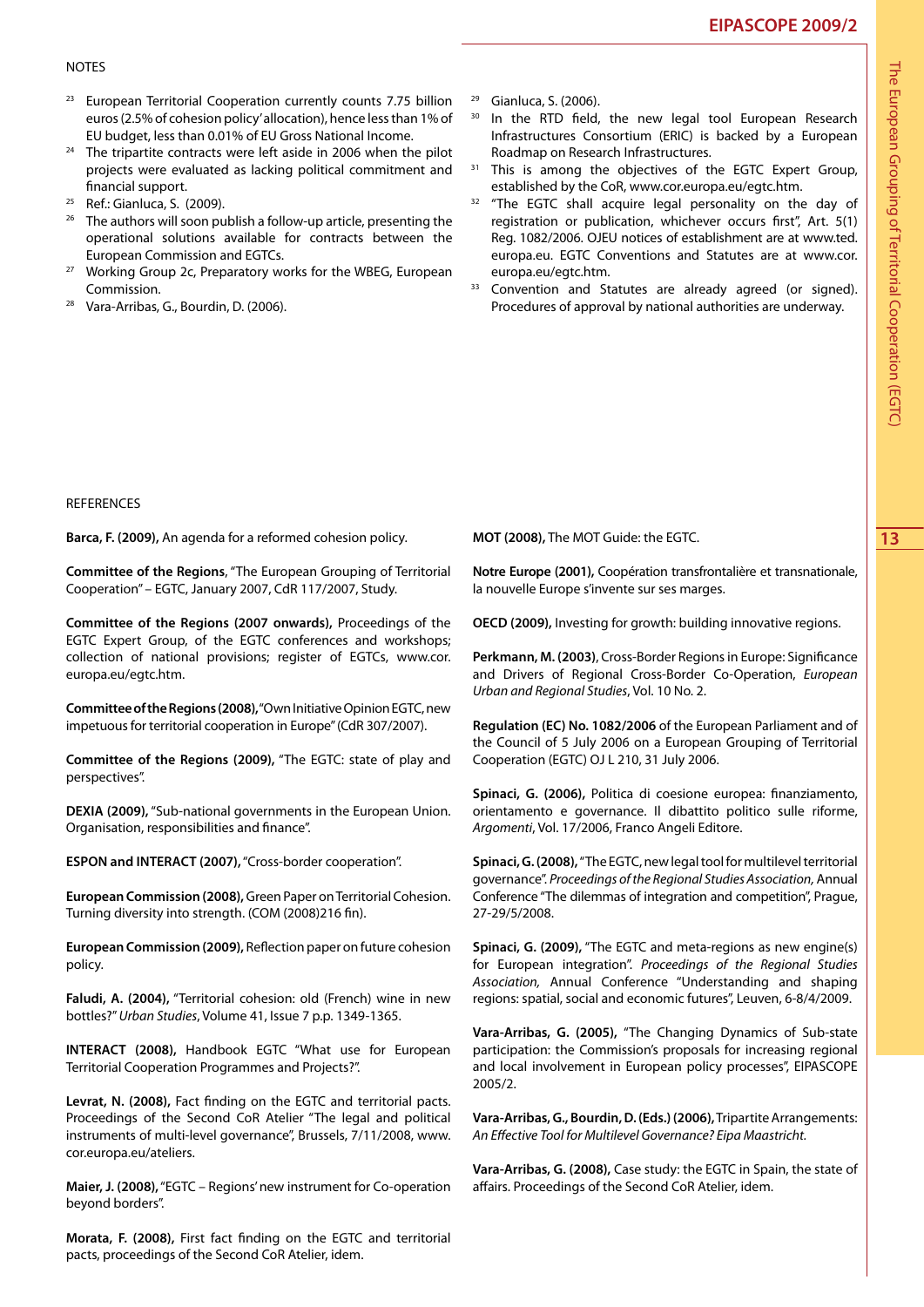NOTES

[23] European Territorial Cooperation currently counts 7.75 billion euros (2.5% of cohesion policy' allocation), hence less than 1% of EU budget, less than 0.01% of EU Gross National Income.

[24] The tripartite contracts were left aside in 2006 when the pilot projects were evaluated as lacking political commitment and financial support.

[25] Ref.: Gianluca, S. (2009).

[26] The authors will soon publish a follow-up article, presenting the operational solutions available for contracts between the European Commission and EGTCs.

[27] Working Group 2c, Preparatory works for the WBEG, European Commission.

[28] Vara-Arribas, G., Bourdin, D. (2006).

[29] Gianluca, S. (2006).

[30] In the RTD field, the new legal tool European Research Infrastructures Consortium (ERIC) is backed by a European Roadmap on Research Infrastructures.

[31] This is among the objectives of the EGTC Expert Group, established by the CoR, www.cor.europa.eu/egtc.htm.

[32] "The EGTC shall acquire legal personality on the day of registration or publication, whichever occurs first", Art. 5(1) Reg. 1082/2006. OJEU notices of establishment are at www.ted.europa.eu. EGTC Conventions and Statutes are at www.cor.europa.eu/egtc.htm.

[33] Convention and Statutes are already agreed (or signed). Procedures of approval by national authorities are underway.

REFERENCES

**Barca, F. (2009),** An agenda for a reformed cohesion policy.

**Committee of the Regions**, "The European Grouping of Territorial Cooperation" – EGTC, January 2007, CdR 117/2007, Study.

**Committee of the Regions (2007 onwards),** Proceedings of the EGTC Expert Group, of the EGTC conferences and workshops; collection of national provisions; register of EGTCs, www.cor.europa.eu/egtc.htm.

**Committee of the Regions (2008),** "Own Initiative Opinion EGTC, new impetuous for territorial cooperation in Europe" (CdR 307/2007).

**Committee of the Regions (2009),** "The EGTC: state of play and perspectives".

**DEXIA (2009),** "Sub-national governments in the European Union. Organisation, responsibilities and finance".

**ESPON and INTERACT (2007),** "Cross-border cooperation".

**European Commission (2008),** Green Paper on Territorial Cohesion. Turning diversity into strength. (COM (2008)216 fin).

**European Commission (2009),** Reflection paper on future cohesion policy.

**Faludi, A. (2004),** "Territorial cohesion: old (French) wine in new bottles?" *Urban Studies*, Volume 41, Issue 7 p.p. 1349-1365.

**INTERACT (2008),** Handbook EGTC "What use for European Territorial Cooperation Programmes and Projects?".

**Levrat, N. (2008),** Fact finding on the EGTC and territorial pacts. Proceedings of the Second CoR Atelier "The legal and political instruments of multi-level governance", Brussels, 7/11/2008, www.cor.europa.eu/ateliers.

**Maier, J. (2008),** "EGTC – Regions' new instrument for Co-operation beyond borders".

**Morata, F. (2008),** First fact finding on the EGTC and territorial pacts, proceedings of the Second CoR Atelier, idem.

**MOT (2008),** The MOT Guide: the EGTC.

**Notre Europe (2001),** Coopération transfrontalière et transnationale, la nouvelle Europe s'invente sur ses marges.

**OECD (2009),** Investing for growth: building innovative regions.

**Perkmann, M. (2003)**, Cross-Border Regions in Europe: Significance and Drivers of Regional Cross-Border Co-Operation, *European Urban and Regional Studies*, Vol. 10 No. 2.

**Regulation (EC) No. 1082/2006** of the European Parliament and of the Council of 5 July 2006 on a European Grouping of Territorial Cooperation (EGTC) OJ L 210, 31 July 2006.

**Spinaci, G. (2006),** Politica di coesione europea: finanziamento, orientamento e governance. Il dibattito politico sulle riforme, *Argomenti*, Vol. 17/2006, Franco Angeli Editore.

**Spinaci, G. (2008),** "The EGTC, new legal tool for multilevel territorial governance". *Proceedings of the Regional Studies Association,* Annual Conference "The dilemmas of integration and competition", Prague, 27-29/5/2008.

**Spinaci, G. (2009),** "The EGTC and meta-regions as new engine(s) for European integration". *Proceedings of the Regional Studies Association,* Annual Conference "Understanding and shaping regions: spatial, social and economic futures", Leuven, 6-8/4/2009.

**Vara-Arribas, G. (2005),** "The Changing Dynamics of Sub-state participation: the Commission's proposals for increasing regional and local involvement in European policy processes", EIPASCOPE 2005/2.

**Vara-Arribas, G., Bourdin, D. (Eds.) (2006),** Tripartite Arrangements: *An Effective Tool for Multilevel Governance? Eipa Maastricht.*

**Vara-Arribas, G. (2008),** Case study: the EGTC in Spain, the state of affairs. Proceedings of the Second CoR Atelier, idem.